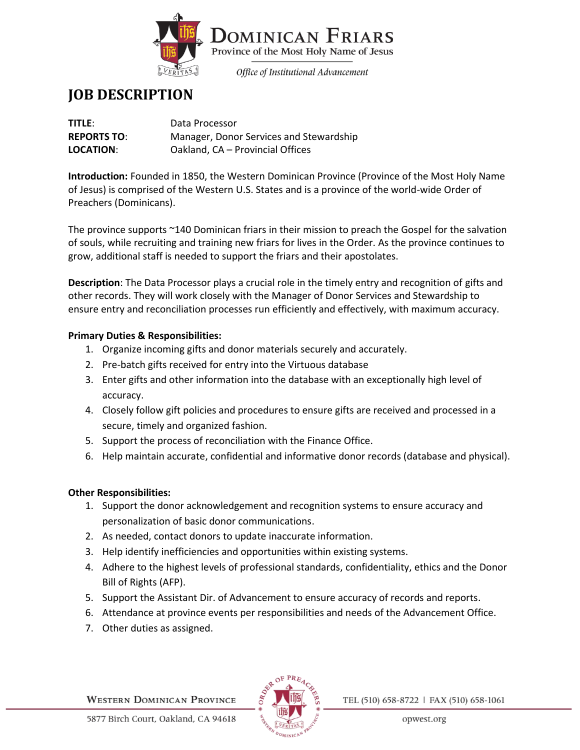# JOB DESCRIPTION

**TITLE**: Data Processor
**REPORTS TO**: Manager, Donor Services and Stewardship
**LOCATION**: Oakland, CA – Provincial Offices

**Introduction:** Founded in 1850, the Western Dominican Province (Province of the Most Holy Name of Jesus) is comprised of the Western U.S. States and is a province of the world-wide Order of Preachers (Dominicans).

The province supports ~140 Dominican friars in their mission to preach the Gospel for the salvation of souls, while recruiting and training new friars for lives in the Order. As the province continues to grow, additional staff is needed to support the friars and their apostolates.

**Description**: The Data Processor plays a crucial role in the timely entry and recognition of gifts and other records. They will work closely with the Manager of Donor Services and Stewardship to ensure entry and reconciliation processes run efficiently and effectively, with maximum accuracy.

**Primary Duties & Responsibilities:**

1. Organize incoming gifts and donor materials securely and accurately.
2. Pre-batch gifts received for entry into the Virtuous database
3. Enter gifts and other information into the database with an exceptionally high level of accuracy.
4. Closely follow gift policies and procedures to ensure gifts are received and processed in a secure, timely and organized fashion.
5. Support the process of reconciliation with the Finance Office.
6. Help maintain accurate, confidential and informative donor records (database and physical).

**Other Responsibilities:**

1. Support the donor acknowledgement and recognition systems to ensure accuracy and personalization of basic donor communications.
2. As needed, contact donors to update inaccurate information.
3. Help identify inefficiencies and opportunities within existing systems.
4. Adhere to the highest levels of professional standards, confidentiality, ethics and the Donor Bill of Rights (AFP).
5. Support the Assistant Dir. of Advancement to ensure accuracy of records and reports.
6. Attendance at province events per responsibilities and needs of the Advancement Office.
7. Other duties as assigned.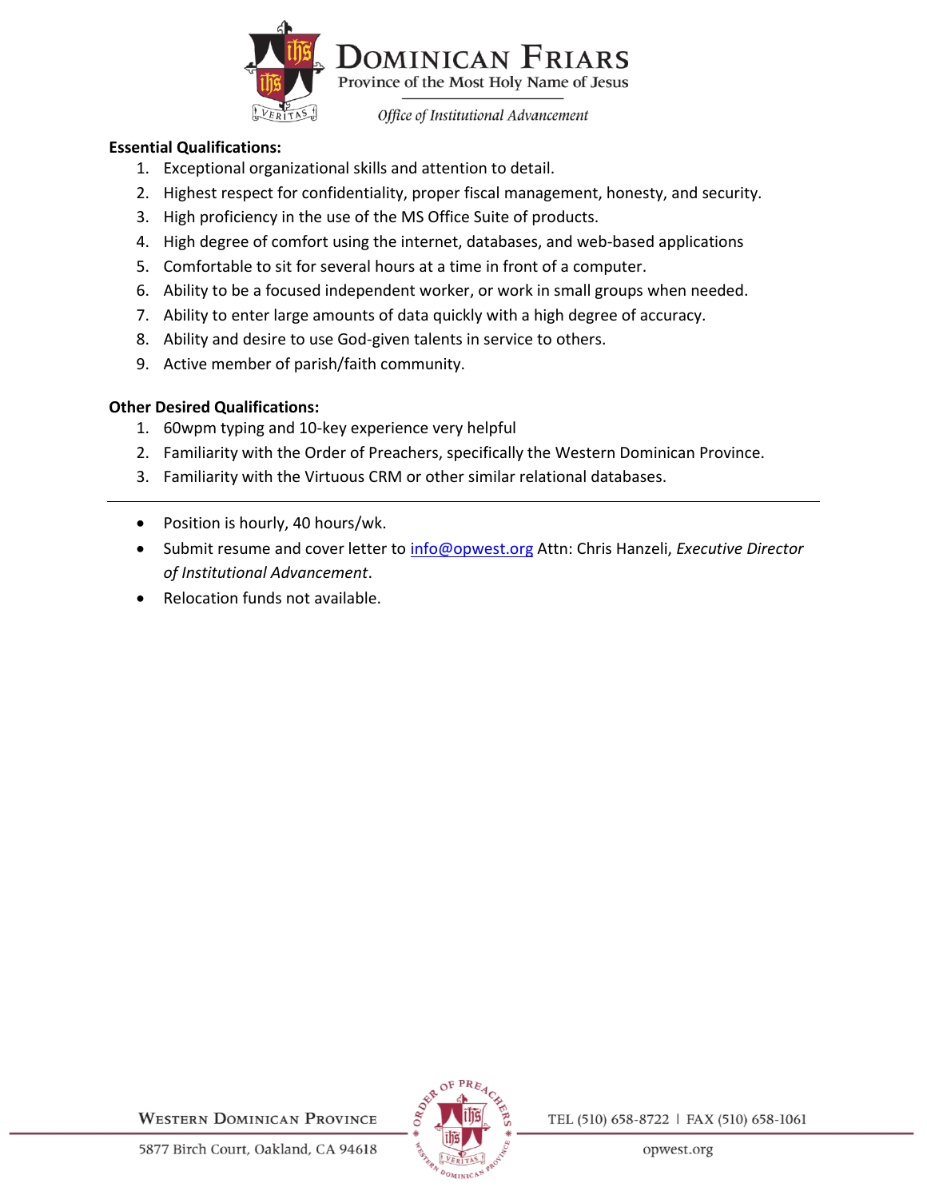**Essential Qualifications:**

1. Exceptional organizational skills and attention to detail.
2. Highest respect for confidentiality, proper fiscal management, honesty, and security.
3. High proficiency in the use of the MS Office Suite of products.
4. High degree of comfort using the internet, databases, and web-based applications
5. Comfortable to sit for several hours at a time in front of a computer.
6. Ability to be a focused independent worker, or work in small groups when needed.
7. Ability to enter large amounts of data quickly with a high degree of accuracy.
8. Ability and desire to use God-given talents in service to others.
9. Active member of parish/faith community.

**Other Desired Qualifications:**

1. 60wpm typing and 10-key experience very helpful
2. Familiarity with the Order of Preachers, specifically the Western Dominican Province.
3. Familiarity with the Virtuous CRM or other similar relational databases.

---

- Position is hourly, 40 hours/wk.
- Submit resume and cover letter to info@opwest.org Attn: Chris Hanzeli, *Executive Director of Institutional Advancement*.
- Relocation funds not available.